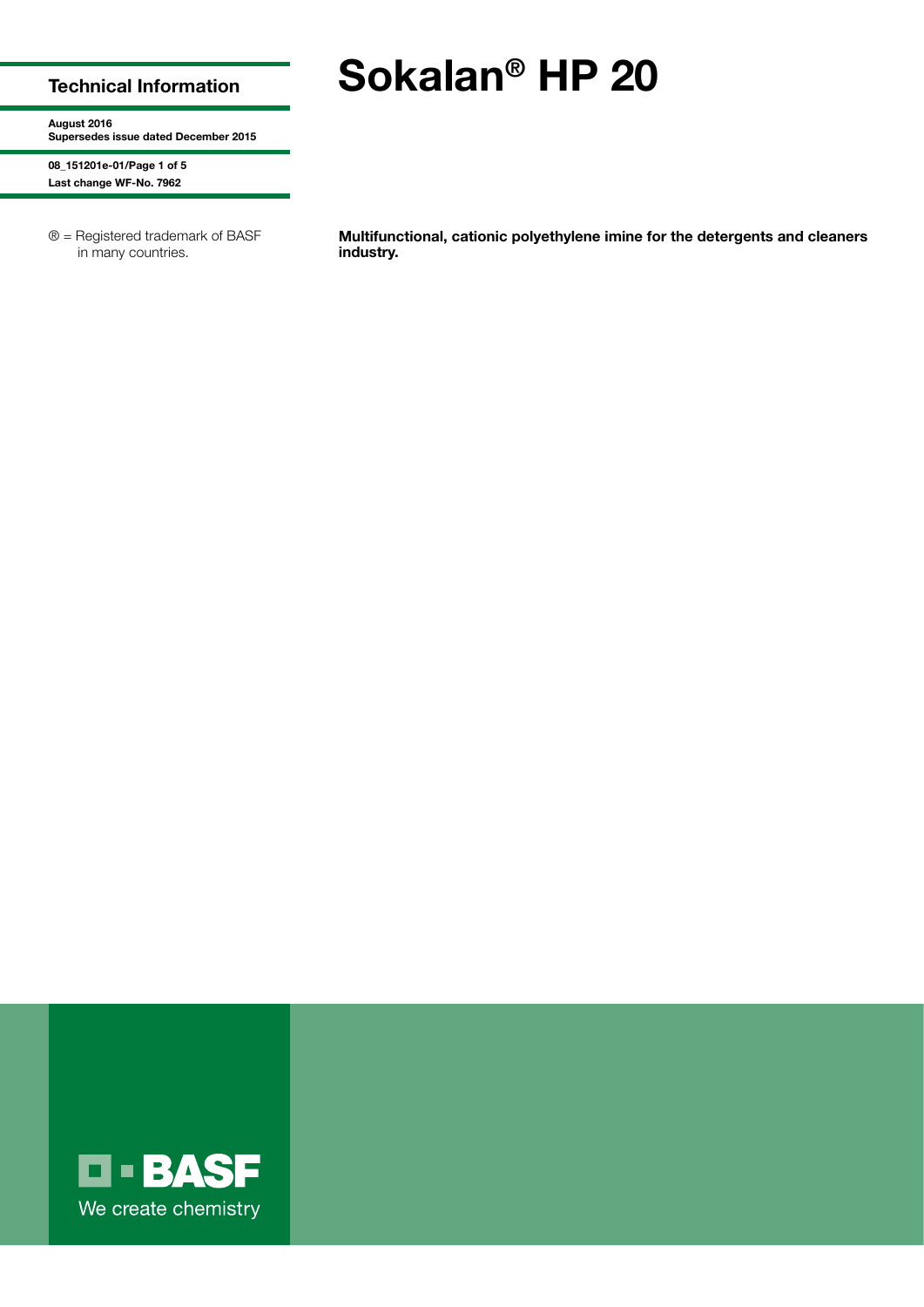# Sokalan® HP 20

## Technical Information

**August 2016**
**Supersedes issue dated December 2015**

**08_151201e-01/Page 1 of 5**
**Last change WF-No. 7962**

® = Registered trademark of BASF in many countries.

**Multifunctional, cationic polyethylene imine for the detergents and cleaners industry.**

BASF
We create chemistry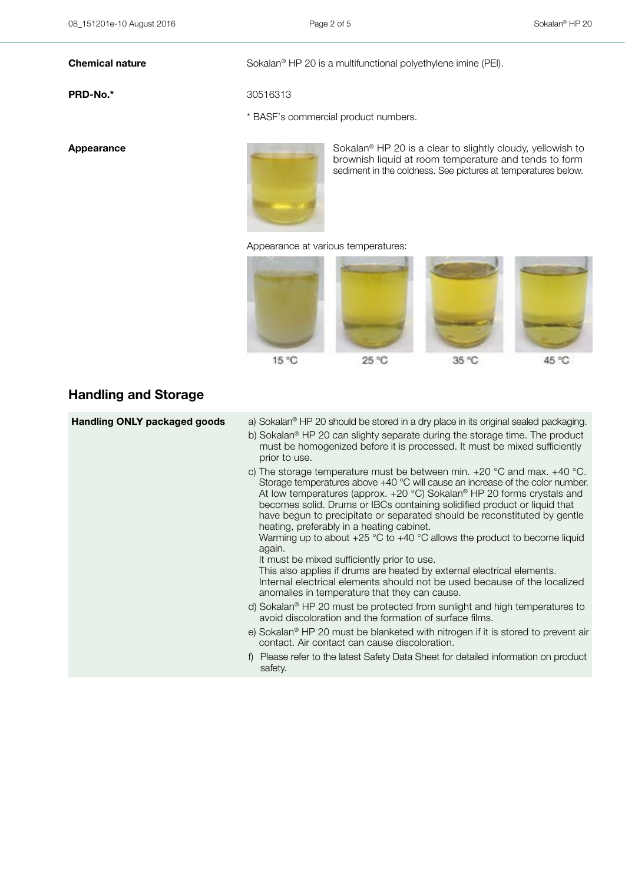**Chemical nature** Sokalan® HP 20 is a multifunctional polyethylene imine (PEI).

**PRD-No.*** 30516313

* BASF's commercial product numbers.

**Appearance** Sokalan® HP 20 is a clear to slightly cloudy, yellowish to brownish liquid at room temperature and tends to form sediment in the coldness. See pictures at temperatures below.

Appearance at various temperatures:

15 °C 25 °C 35 °C 45 °C

## Handling and Storage

**Handling ONLY packaged goods**

a) Sokalan® HP 20 should be stored in a dry place in its original sealed packaging.

b) Sokalan® HP 20 can slighty separate during the storage time. The product must be homogenized before it is processed. It must be mixed sufficiently prior to use.

c) The storage temperature must be between min. +20 °C and max. +40 °C. Storage temperatures above +40 °C will cause an increase of the color number. At low temperatures (approx. +20 °C) Sokalan® HP 20 forms crystals and becomes solid. Drums or IBCs containing solidified product or liquid that have begun to precipitate or separated should be reconstituted by gentle heating, preferably in a heating cabinet.
Warming up to about +25 °C to +40 °C allows the product to become liquid again.
It must be mixed sufficiently prior to use.
This also applies if drums are heated by external electrical elements. Internal electrical elements should not be used because of the localized anomalies in temperature that they can cause.

d) Sokalan® HP 20 must be protected from sunlight and high temperatures to avoid discoloration and the formation of surface films.

e) Sokalan® HP 20 must be blanketed with nitrogen if it is stored to prevent air contact. Air contact can cause discoloration.

f) Please refer to the latest Safety Data Sheet for detailed information on product safety.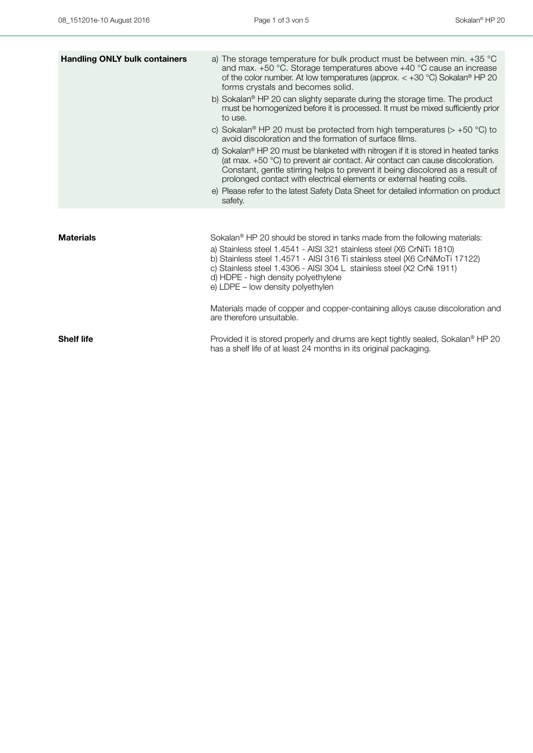**Handling ONLY bulk containers**

a) The storage temperature for bulk product must be between min. +35 °C and max. +50 °C. Storage temperatures above +40 °C cause an increase of the color number. At low temperatures (approx. < +30 °C) Sokalan® HP 20 forms crystals and becomes solid.

b) Sokalan® HP 20 can slighty separate during the storage time. The product must be homogenized before it is processed. It must be mixed sufficiently prior to use.

c) Sokalan® HP 20 must be protected from high temperatures (> +50 °C) to avoid discoloration and the formation of surface films.

d) Sokalan® HP 20 must be blanketed with nitrogen if it is stored in heated tanks (at max. +50 °C) to prevent air contact. Air contact can cause discoloration. Constant, gentle stirring helps to prevent it being discolored as a result of prolonged contact with electrical elements or external heating coils.

e) Please refer to the latest Safety Data Sheet for detailed information on product safety.

**Materials**

Sokalan® HP 20 should be stored in tanks made from the following materials:

a) Stainless steel 1.4541 - AISI 321 stainless steel (X6 CrNiTi 1810)
b) Stainless steel 1.4571 - AISI 316 Ti stainless steel (X6 CrNiMoTi 17122)
c) Stainless steel 1.4306 - AISI 304 L stainless steel (X2 CrNi 1911)
d) HDPE - high density polyethylene
e) LDPE – low density polyethylen

Materials made of copper and copper-containing alloys cause discoloration and are therefore unsuitable.

**Shelf life**

Provided it is stored properly and drums are kept tightly sealed, Sokalan® HP 20 has a shelf life of at least 24 months in its original packaging.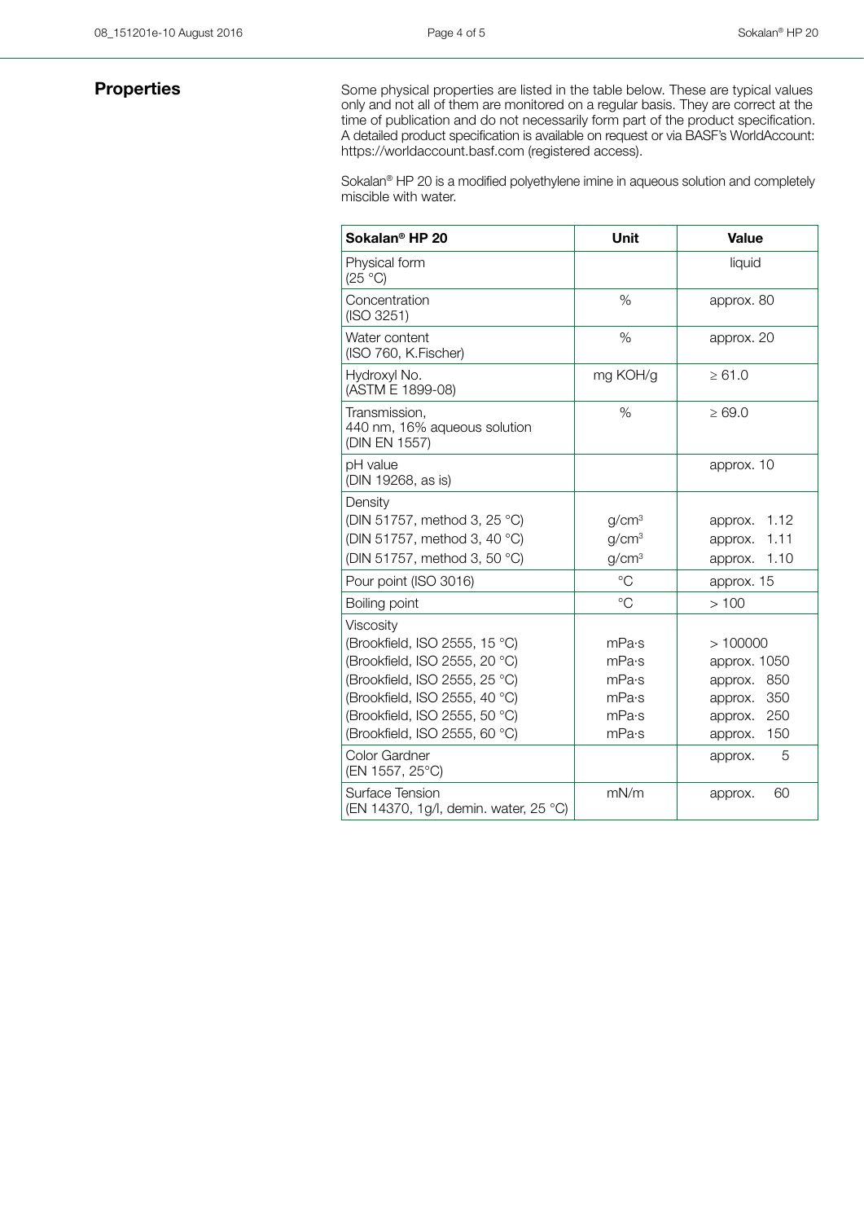## Properties

Some physical properties are listed in the table below. These are typical values only and not all of them are monitored on a regular basis. They are correct at the time of publication and do not necessarily form part of the product specification. A detailed product specification is available on request or via BASF's WorldAccount: https://worldaccount.basf.com (registered access).

Sokalan® HP 20 is a modified polyethylene imine in aqueous solution and completely miscible with water.

| Sokalan® HP 20 | Unit | Value |
|---|---|---|
| Physical form (25 °C) | | liquid |
| Concentration (ISO 3251) | % | approx. 80 |
| Water content (ISO 760, K.Fischer) | % | approx. 20 |
| Hydroxyl No. (ASTM E 1899-08) | mg KOH/g | ≥ 61.0 |
| Transmission, 440 nm, 16% aqueous solution (DIN EN 1557) | % | ≥ 69.0 |
| pH value (DIN 19268, as is) | | approx. 10 |
| Density | | |
| (DIN 51757, method 3, 25 °C) | $g/cm^3$ | approx. 1.12 |
| (DIN 51757, method 3, 40 °C) | $g/cm^3$ | approx. 1.11 |
| (DIN 51757, method 3, 50 °C) | $g/cm^3$ | approx. 1.10 |
| Pour point (ISO 3016) | °C | approx. 15 |
| Boiling point | °C | > 100 |
| Viscosity | | |
| (Brookfield, ISO 2555, 15 °C) | mPa·s | > 100000 |
| (Brookfield, ISO 2555, 20 °C) | mPa·s | approx. 1050 |
| (Brookfield, ISO 2555, 25 °C) | mPa·s | approx. 850 |
| (Brookfield, ISO 2555, 40 °C) | mPa·s | approx. 350 |
| (Brookfield, ISO 2555, 50 °C) | mPa·s | approx. 250 |
| (Brookfield, ISO 2555, 60 °C) | mPa·s | approx. 150 |
| Color Gardner (EN 1557, 25°C) | | approx. 5 |
| Surface Tension (EN 14370, 1g/l, demin. water, 25 °C) | mN/m | approx. 60 |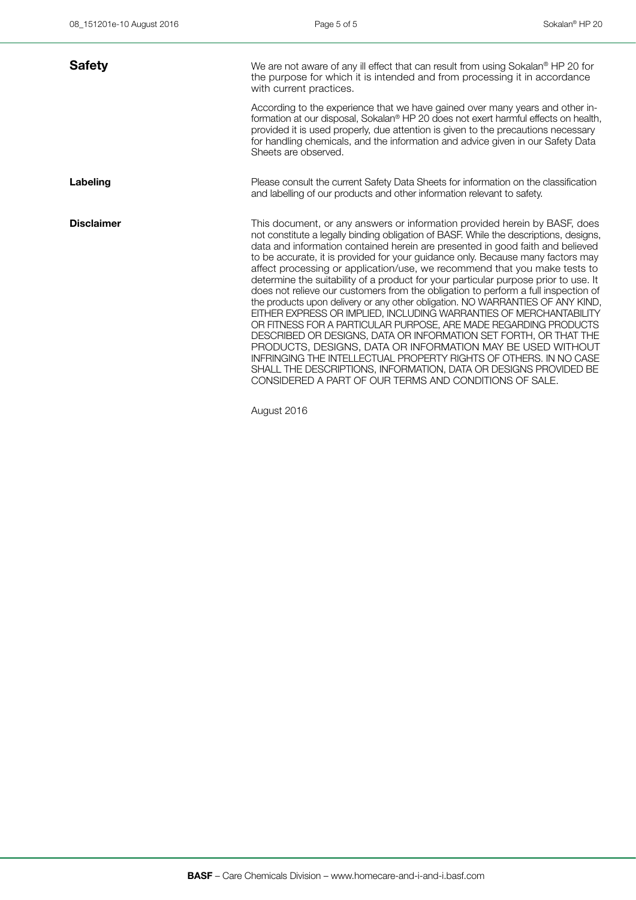## Safety

We are not aware of any ill effect that can result from using Sokalan® HP 20 for the purpose for which it is intended and from processing it in accordance with current practices.

According to the experience that we have gained over many years and other information at our disposal, Sokalan® HP 20 does not exert harmful effects on health, provided it is used properly, due attention is given to the precautions necessary for handling chemicals, and the information and advice given in our Safety Data Sheets are observed.

## Labeling

Please consult the current Safety Data Sheets for information on the classification and labelling of our products and other information relevant to safety.

## Disclaimer

This document, or any answers or information provided herein by BASF, does not constitute a legally binding obligation of BASF. While the descriptions, designs, data and information contained herein are presented in good faith and believed to be accurate, it is provided for your guidance only. Because many factors may affect processing or application/use, we recommend that you make tests to determine the suitability of a product for your particular purpose prior to use. It does not relieve our customers from the obligation to perform a full inspection of the products upon delivery or any other obligation. NO WARRANTIES OF ANY KIND, EITHER EXPRESS OR IMPLIED, INCLUDING WARRANTIES OF MERCHANTABILITY OR FITNESS FOR A PARTICULAR PURPOSE, ARE MADE REGARDING PRODUCTS DESCRIBED OR DESIGNS, DATA OR INFORMATION SET FORTH, OR THAT THE PRODUCTS, DESIGNS, DATA OR INFORMATION MAY BE USED WITHOUT INFRINGING THE INTELLECTUAL PROPERTY RIGHTS OF OTHERS. IN NO CASE SHALL THE DESCRIPTIONS, INFORMATION, DATA OR DESIGNS PROVIDED BE CONSIDERED A PART OF OUR TERMS AND CONDITIONS OF SALE.

August 2016